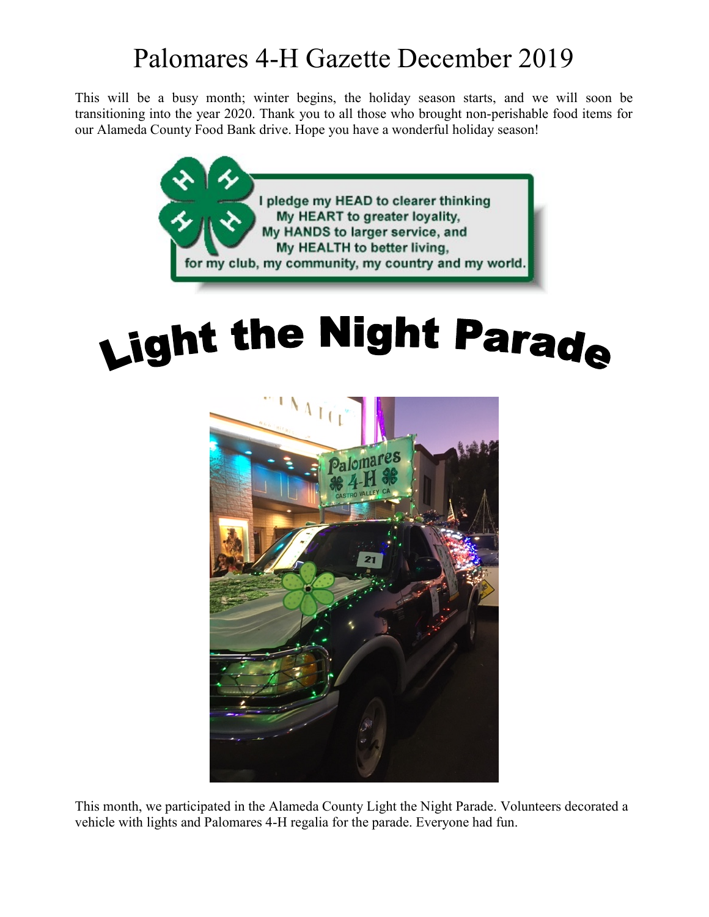# Palomares 4-H Gazette December 2019

This will be a busy month; winter begins, the holiday season starts, and we will soon be transitioning into the year 2020. Thank you to all those who brought non-perishable food items for our Alameda County Food Bank drive. Hope you have a wonderful holiday season!

I pledge my HEAD to clearer thinking
My HEART to greater loyality,
My HANDS to larger service, and
My HEALTH to better living,
for my club, my community, my country and my world.

## Light the Night Parade

This month, we participated in the Alameda County Light the Night Parade. Volunteers decorated a vehicle with lights and Palomares 4-H regalia for the parade. Everyone had fun.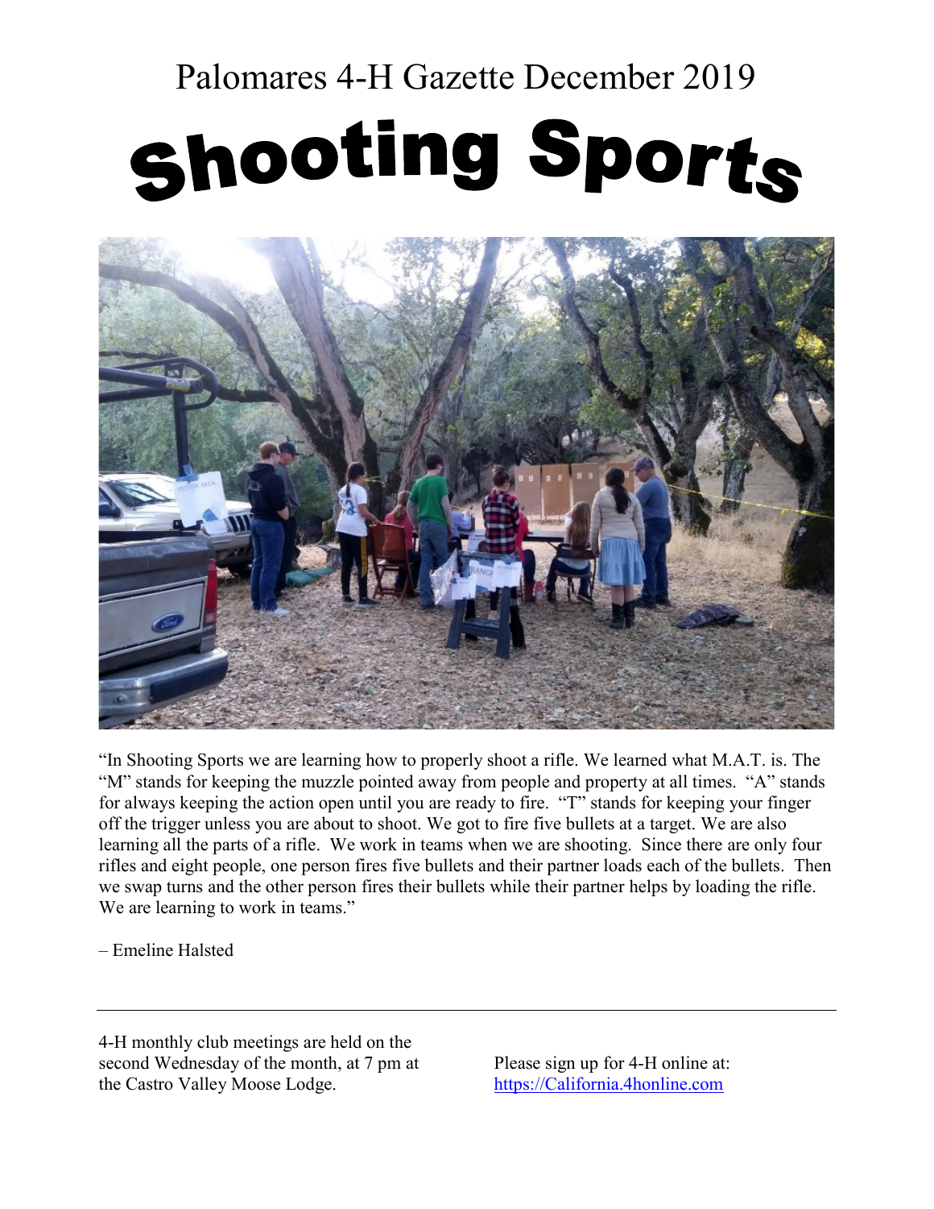Palomares 4-H Gazette December 2019

# Shooting Sports

"In Shooting Sports we are learning how to properly shoot a rifle. We learned what M.A.T. is. The "M" stands for keeping the muzzle pointed away from people and property at all times. "A" stands for always keeping the action open until you are ready to fire. "T" stands for keeping your finger off the trigger unless you are about to shoot. We got to fire five bullets at a target. We are also learning all the parts of a rifle. We work in teams when we are shooting. Since there are only four rifles and eight people, one person fires five bullets and their partner loads each of the bullets. Then we swap turns and the other person fires their bullets while their partner helps by loading the rifle. We are learning to work in teams."

– Emeline Halsted

---

4-H monthly club meetings are held on the second Wednesday of the month, at 7 pm at the Castro Valley Moose Lodge.

Please sign up for 4-H online at: https://California.4honline.com